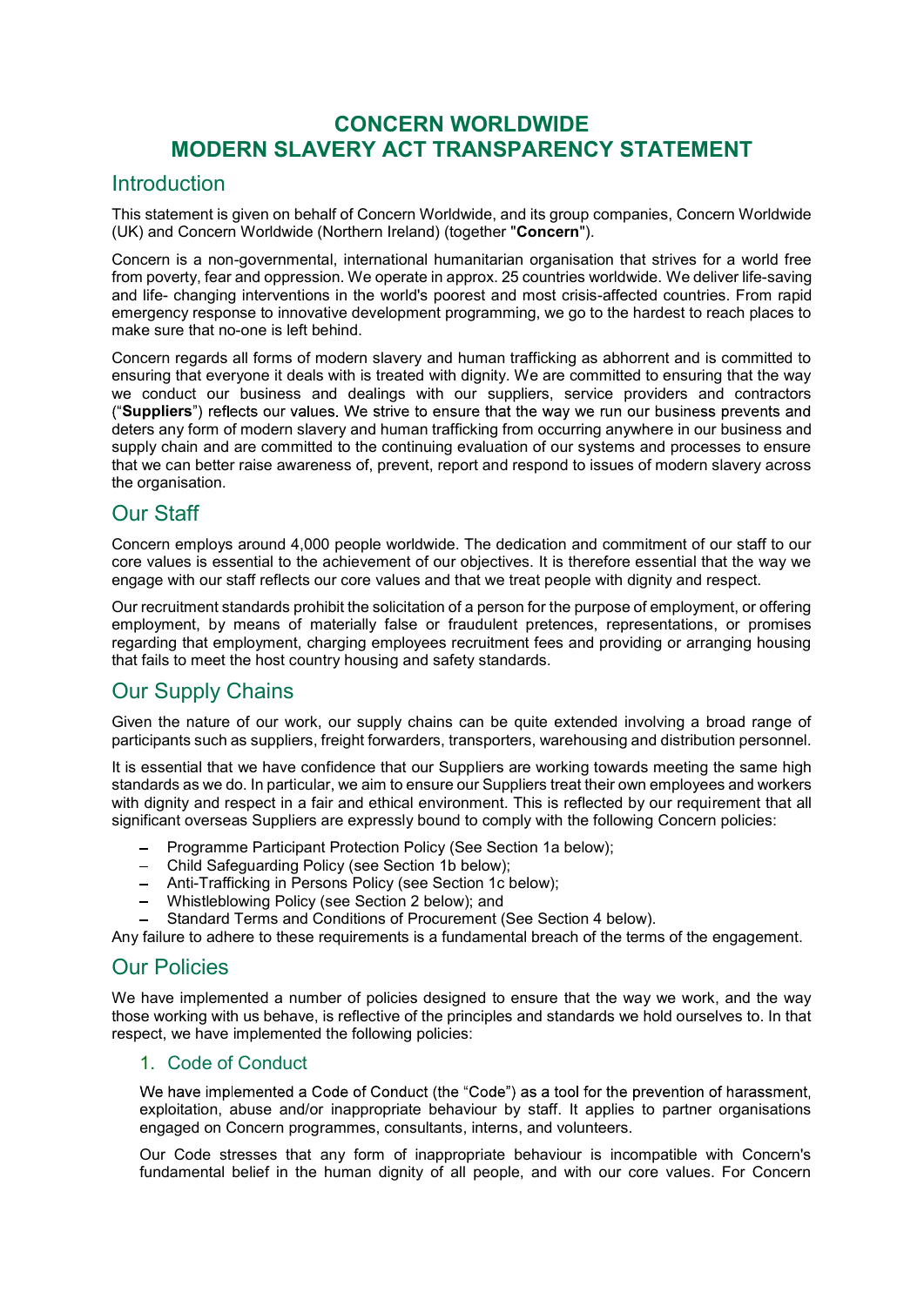# CONCERN WORLDWIDE
# MODERN SLAVERY ACT TRANSPARENCY STATEMENT

## Introduction

This statement is given on behalf of Concern Worldwide, and its group companies, Concern Worldwide (UK) and Concern Worldwide (Northern Ireland) (together "**Concern**").

Concern is a non-governmental, international humanitarian organisation that strives for a world free from poverty, fear and oppression. We operate in approx. 25 countries worldwide. We deliver life-saving and life- changing interventions in the world's poorest and most crisis-affected countries. From rapid emergency response to innovative development programming, we go to the hardest to reach places to make sure that no-one is left behind.

Concern regards all forms of modern slavery and human trafficking as abhorrent and is committed to ensuring that everyone it deals with is treated with dignity. We are committed to ensuring that the way we conduct our business and dealings with our suppliers, service providers and contractors ("**Suppliers**") reflects our values. We strive to ensure that the way we run our business prevents and deters any form of modern slavery and human trafficking from occurring anywhere in our business and supply chain and are committed to the continuing evaluation of our systems and processes to ensure that we can better raise awareness of, prevent, report and respond to issues of modern slavery across the organisation.

## Our Staff

Concern employs around 4,000 people worldwide. The dedication and commitment of our staff to our core values is essential to the achievement of our objectives. It is therefore essential that the way we engage with our staff reflects our core values and that we treat people with dignity and respect.

Our recruitment standards prohibit the solicitation of a person for the purpose of employment, or offering employment, by means of materially false or fraudulent pretences, representations, or promises regarding that employment, charging employees recruitment fees and providing or arranging housing that fails to meet the host country housing and safety standards.

## Our Supply Chains

Given the nature of our work, our supply chains can be quite extended involving a broad range of participants such as suppliers, freight forwarders, transporters, warehousing and distribution personnel.

It is essential that we have confidence that our Suppliers are working towards meeting the same high standards as we do. In particular, we aim to ensure our Suppliers treat their own employees and workers with dignity and respect in a fair and ethical environment. This is reflected by our requirement that all significant overseas Suppliers are expressly bound to comply with the following Concern policies:

- Programme Participant Protection Policy (See Section 1a below);
- Child Safeguarding Policy (see Section 1b below);
- Anti-Trafficking in Persons Policy (see Section 1c below);
- Whistleblowing Policy (see Section 2 below); and
- Standard Terms and Conditions of Procurement (See Section 4 below).

Any failure to adhere to these requirements is a fundamental breach of the terms of the engagement.

## Our Policies

We have implemented a number of policies designed to ensure that the way we work, and the way those working with us behave, is reflective of the principles and standards we hold ourselves to. In that respect, we have implemented the following policies:

### 1. Code of Conduct

We have implemented a Code of Conduct (the "Code") as a tool for the prevention of harassment, exploitation, abuse and/or inappropriate behaviour by staff. It applies to partner organisations engaged on Concern programmes, consultants, interns, and volunteers.

Our Code stresses that any form of inappropriate behaviour is incompatible with Concern's fundamental belief in the human dignity of all people, and with our core values. For Concern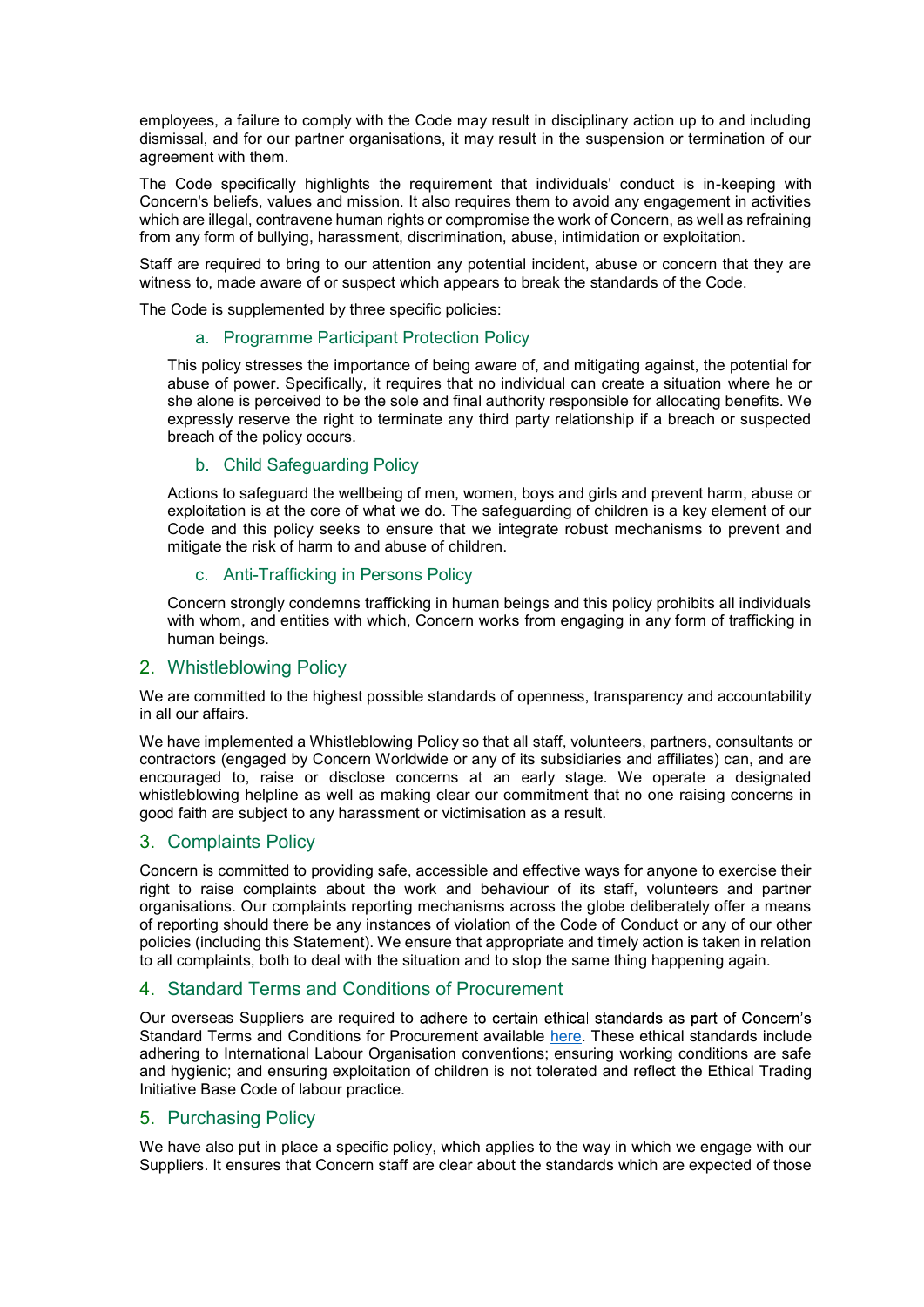employees, a failure to comply with the Code may result in disciplinary action up to and including dismissal, and for our partner organisations, it may result in the suspension or termination of our agreement with them.

The Code specifically highlights the requirement that individuals' conduct is in-keeping with Concern's beliefs, values and mission. It also requires them to avoid any engagement in activities which are illegal, contravene human rights or compromise the work of Concern, as well as refraining from any form of bullying, harassment, discrimination, abuse, intimidation or exploitation.

Staff are required to bring to our attention any potential incident, abuse or concern that they are witness to, made aware of or suspect which appears to break the standards of the Code.

The Code is supplemented by three specific policies:

### a. Programme Participant Protection Policy

This policy stresses the importance of being aware of, and mitigating against, the potential for abuse of power. Specifically, it requires that no individual can create a situation where he or she alone is perceived to be the sole and final authority responsible for allocating benefits. We expressly reserve the right to terminate any third party relationship if a breach or suspected breach of the policy occurs.

### b. Child Safeguarding Policy

Actions to safeguard the wellbeing of men, women, boys and girls and prevent harm, abuse or exploitation is at the core of what we do. The safeguarding of children is a key element of our Code and this policy seeks to ensure that we integrate robust mechanisms to prevent and mitigate the risk of harm to and abuse of children.

### c. Anti-Trafficking in Persons Policy

Concern strongly condemns trafficking in human beings and this policy prohibits all individuals with whom, and entities with which, Concern works from engaging in any form of trafficking in human beings.

## 2. Whistleblowing Policy

We are committed to the highest possible standards of openness, transparency and accountability in all our affairs.

We have implemented a Whistleblowing Policy so that all staff, volunteers, partners, consultants or contractors (engaged by Concern Worldwide or any of its subsidiaries and affiliates) can, and are encouraged to, raise or disclose concerns at an early stage. We operate a designated whistleblowing helpline as well as making clear our commitment that no one raising concerns in good faith are subject to any harassment or victimisation as a result.

## 3. Complaints Policy

Concern is committed to providing safe, accessible and effective ways for anyone to exercise their right to raise complaints about the work and behaviour of its staff, volunteers and partner organisations. Our complaints reporting mechanisms across the globe deliberately offer a means of reporting should there be any instances of violation of the Code of Conduct or any of our other policies (including this Statement). We ensure that appropriate and timely action is taken in relation to all complaints, both to deal with the situation and to stop the same thing happening again.

## 4. Standard Terms and Conditions of Procurement

Our overseas Suppliers are required to adhere to certain ethical standards as part of Concern's Standard Terms and Conditions for Procurement available here. These ethical standards include adhering to International Labour Organisation conventions; ensuring working conditions are safe and hygienic; and ensuring exploitation of children is not tolerated and reflect the Ethical Trading Initiative Base Code of labour practice.

## 5. Purchasing Policy

We have also put in place a specific policy, which applies to the way in which we engage with our Suppliers. It ensures that Concern staff are clear about the standards which are expected of those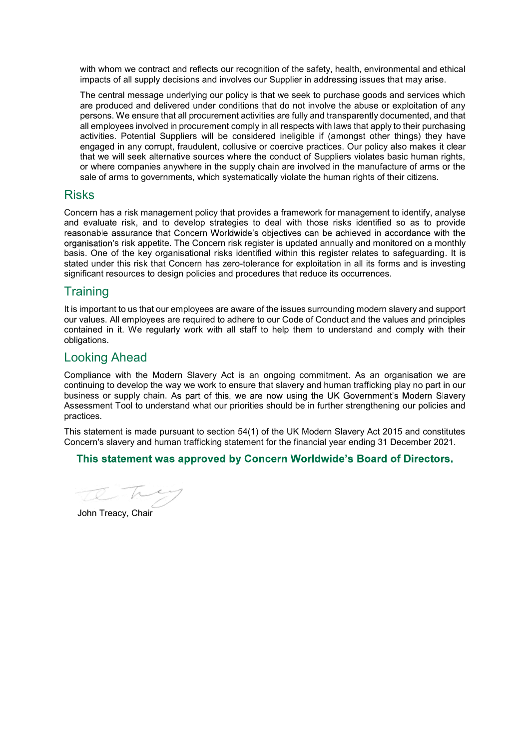with whom we contract and reflects our recognition of the safety, health, environmental and ethical impacts of all supply decisions and involves our Supplier in addressing issues that may arise.

The central message underlying our policy is that we seek to purchase goods and services which are produced and delivered under conditions that do not involve the abuse or exploitation of any persons. We ensure that all procurement activities are fully and transparently documented, and that all employees involved in procurement comply in all respects with laws that apply to their purchasing activities. Potential Suppliers will be considered ineligible if (amongst other things) they have engaged in any corrupt, fraudulent, collusive or coercive practices. Our policy also makes it clear that we will seek alternative sources where the conduct of Suppliers violates basic human rights, or where companies anywhere in the supply chain are involved in the manufacture of arms or the sale of arms to governments, which systematically violate the human rights of their citizens.

## Risks

Concern has a risk management policy that provides a framework for management to identify, analyse and evaluate risk, and to develop strategies to deal with those risks identified so as to provide reasonable assurance that Concern Worldwide's objectives can be achieved in accordance with the organisation's risk appetite. The Concern risk register is updated annually and monitored on a monthly basis. One of the key organisational risks identified within this register relates to safeguarding. It is stated under this risk that Concern has zero-tolerance for exploitation in all its forms and is investing significant resources to design policies and procedures that reduce its occurrences.

## Training

It is important to us that our employees are aware of the issues surrounding modern slavery and support our values. All employees are required to adhere to our Code of Conduct and the values and principles contained in it. We regularly work with all staff to help them to understand and comply with their obligations.

## Looking Ahead

Compliance with the Modern Slavery Act is an ongoing commitment. As an organisation we are continuing to develop the way we work to ensure that slavery and human trafficking play no part in our business or supply chain. As part of this, we are now using the UK Government's Modern Slavery Assessment Tool to understand what our priorities should be in further strengthening our policies and practices.

This statement is made pursuant to section 54(1) of the UK Modern Slavery Act 2015 and constitutes Concern's slavery and human trafficking statement for the financial year ending 31 December 2021.

**This statement was approved by Concern Worldwide's Board of Directors.**

John Treacy, Chair